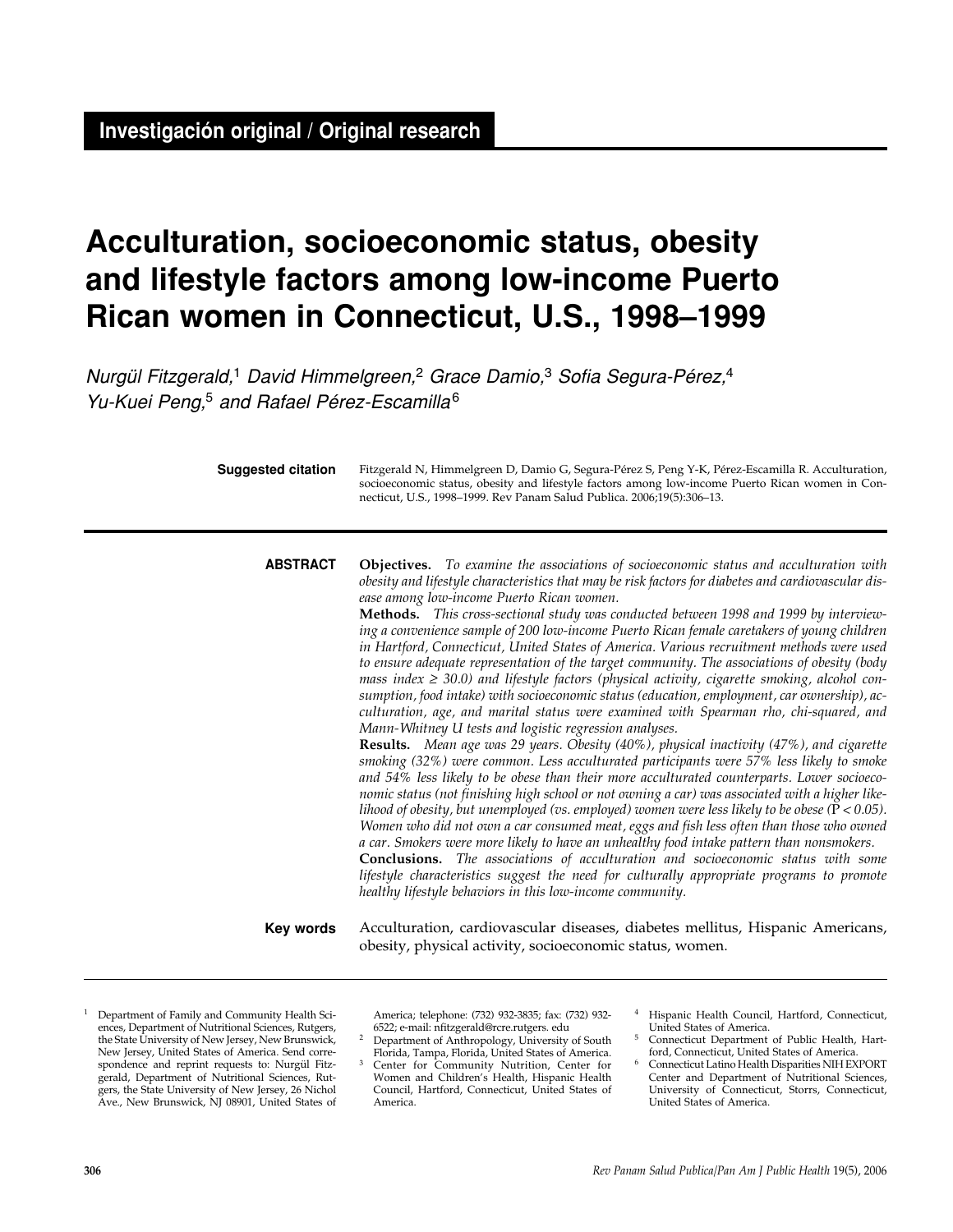Investigación original / Original research

# Acculturation, socioeconomic status, obesity and lifestyle factors among low-income Puerto Rican women in Connecticut, U.S., 1998–1999

*Nurgül Fitzgerald,[1] David Himmelgreen,[2] Grace Damio,[3] Sofia Segura-Pérez,[4] Yu-Kuei Peng,[5] and Rafael Pérez-Escamilla[6]*

**Suggested citation** Fitzgerald N, Himmelgreen D, Damio G, Segura-Pérez S, Peng Y-K, Pérez-Escamilla R. Acculturation, socioeconomic status, obesity and lifestyle factors among low-income Puerto Rican women in Connecticut, U.S., 1998–1999. Rev Panam Salud Publica. 2006;19(5):306–13.

## ABSTRACT

**Objectives.** *To examine the associations of socioeconomic status and acculturation with obesity and lifestyle characteristics that may be risk factors for diabetes and cardiovascular disease among low-income Puerto Rican women.*

**Methods.** *This cross-sectional study was conducted between 1998 and 1999 by interviewing a convenience sample of 200 low-income Puerto Rican female caretakers of young children in Hartford, Connecticut, United States of America. Various recruitment methods were used to ensure adequate representation of the target community. The associations of obesity (body mass index ≥ 30.0) and lifestyle factors (physical activity, cigarette smoking, alcohol consumption, food intake) with socioeconomic status (education, employment, car ownership), acculturation, age, and marital status were examined with Spearman rho, chi-squared, and Mann-Whitney U tests and logistic regression analyses.*

**Results.** *Mean age was 29 years. Obesity (40%), physical inactivity (47%), and cigarette smoking (32%) were common. Less acculturated participants were 57% less likely to smoke and 54% less likely to be obese than their more acculturated counterparts. Lower socioeconomic status (not finishing high school or not owning a car) was associated with a higher likelihood of obesity, but unemployed (vs. employed) women were less likely to be obese ($P < 0.05$). Women who did not own a car consumed meat, eggs and fish less often than those who owned a car. Smokers were more likely to have an unhealthy food intake pattern than nonsmokers.*

**Conclusions.** *The associations of acculturation and socioeconomic status with some lifestyle characteristics suggest the need for culturally appropriate programs to promote healthy lifestyle behaviors in this low-income community.*

**Key words** Acculturation, cardiovascular diseases, diabetes mellitus, Hispanic Americans, obesity, physical activity, socioeconomic status, women.

---

[1] Department of Family and Community Health Sciences, Department of Nutritional Sciences, Rutgers, the State University of New Jersey, New Brunswick, New Jersey, United States of America. Send correspondence and reprint requests to: Nurgül Fitzgerald, Department of Nutritional Sciences, Rutgers, the State University of New Jersey, 26 Nichol Ave., New Brunswick, NJ 08901, United States of America; telephone: (732) 932-3835; fax: (732) 932-6522; e-mail: nfitzgerald@rcre.rutgers. edu

[2] Department of Anthropology, University of South Florida, Tampa, Florida, United States of America.

[3] Center for Community Nutrition, Center for Women and Children's Health, Hispanic Health Council, Hartford, Connecticut, United States of America.

[4] Hispanic Health Council, Hartford, Connecticut, United States of America.

[5] Connecticut Department of Public Health, Hartford, Connecticut, United States of America.

[6] Connecticut Latino Health Disparities NIH EXPORT Center and Department of Nutritional Sciences, University of Connecticut, Storrs, Connecticut, United States of America.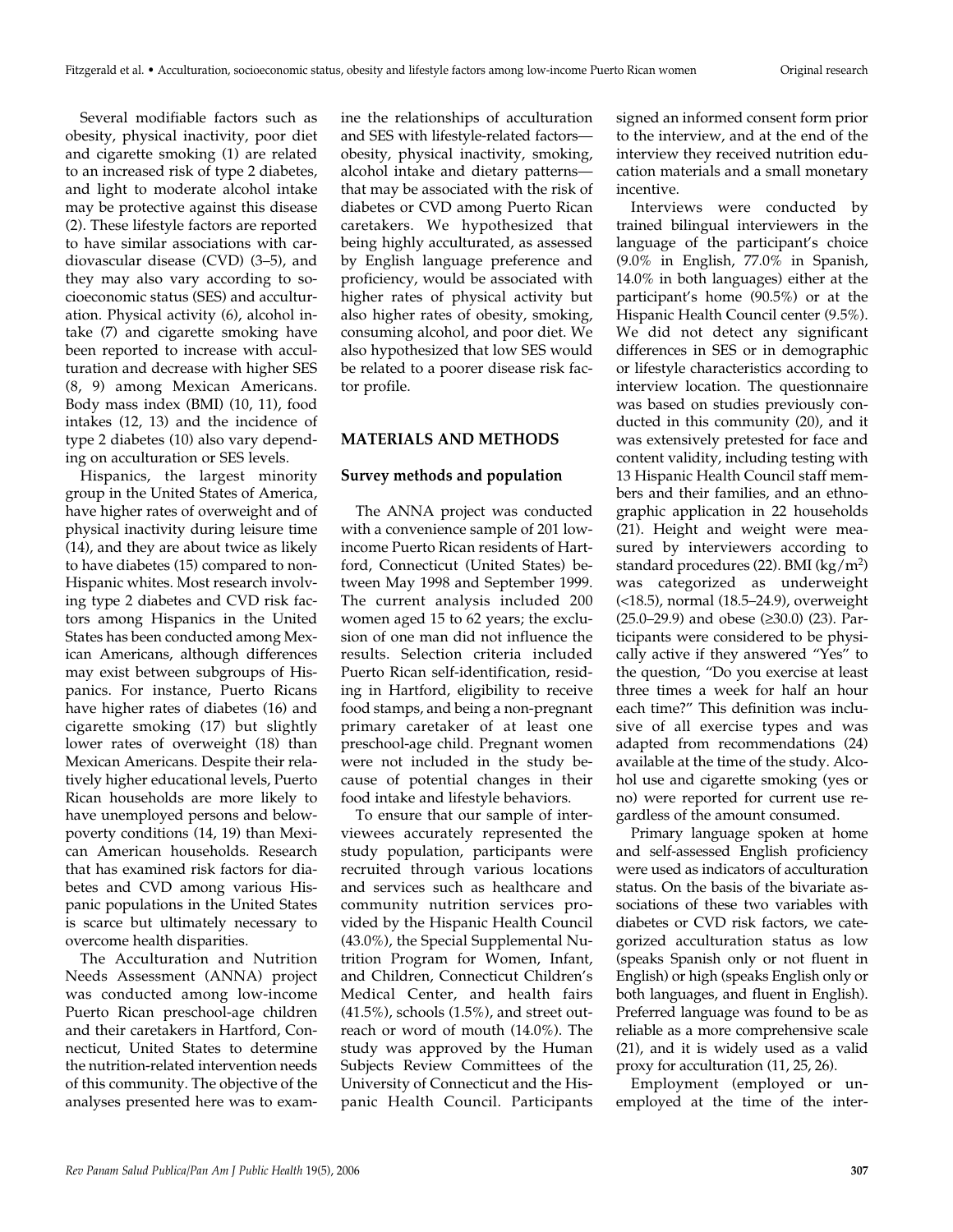Several modifiable factors such as obesity, physical inactivity, poor diet and cigarette smoking (1) are related to an increased risk of type 2 diabetes, and light to moderate alcohol intake may be protective against this disease (2). These lifestyle factors are reported to have similar associations with cardiovascular disease (CVD) (3–5), and they may also vary according to socioeconomic status (SES) and acculturation. Physical activity (6), alcohol intake (7) and cigarette smoking have been reported to increase with acculturation and decrease with higher SES (8, 9) among Mexican Americans. Body mass index (BMI) (10, 11), food intakes (12, 13) and the incidence of type 2 diabetes (10) also vary depending on acculturation or SES levels.

Hispanics, the largest minority group in the United States of America, have higher rates of overweight and of physical inactivity during leisure time (14), and they are about twice as likely to have diabetes (15) compared to non-Hispanic whites. Most research involving type 2 diabetes and CVD risk factors among Hispanics in the United States has been conducted among Mexican Americans, although differences may exist between subgroups of Hispanics. For instance, Puerto Ricans have higher rates of diabetes (16) and cigarette smoking (17) but slightly lower rates of overweight (18) than Mexican Americans. Despite their relatively higher educational levels, Puerto Rican households are more likely to have unemployed persons and below-poverty conditions (14, 19) than Mexican American households. Research that has examined risk factors for diabetes and CVD among various Hispanic populations in the United States is scarce but ultimately necessary to overcome health disparities.

The Acculturation and Nutrition Needs Assessment (ANNA) project was conducted among low-income Puerto Rican preschool-age children and their caretakers in Hartford, Connecticut, United States to determine the nutrition-related intervention needs of this community. The objective of the analyses presented here was to examine the relationships of acculturation and SES with lifestyle-related factors—obesity, physical inactivity, smoking, alcohol intake and dietary patterns—that may be associated with the risk of diabetes or CVD among Puerto Rican caretakers. We hypothesized that being highly acculturated, as assessed by English language preference and proficiency, would be associated with higher rates of physical activity but also higher rates of obesity, smoking, consuming alcohol, and poor diet. We also hypothesized that low SES would be related to a poorer disease risk factor profile.

## MATERIALS AND METHODS

### Survey methods and population

The ANNA project was conducted with a convenience sample of 201 low-income Puerto Rican residents of Hartford, Connecticut (United States) between May 1998 and September 1999. The current analysis included 200 women aged 15 to 62 years; the exclusion of one man did not influence the results. Selection criteria included Puerto Rican self-identification, residing in Hartford, eligibility to receive food stamps, and being a non-pregnant primary caretaker of at least one preschool-age child. Pregnant women were not included in the study because of potential changes in their food intake and lifestyle behaviors.

To ensure that our sample of interviewees accurately represented the study population, participants were recruited through various locations and services such as healthcare and community nutrition services provided by the Hispanic Health Council (43.0%), the Special Supplemental Nutrition Program for Women, Infant, and Children, Connecticut Children's Medical Center, and health fairs (41.5%), schools (1.5%), and street outreach or word of mouth (14.0%). The study was approved by the Human Subjects Review Committees of the University of Connecticut and the Hispanic Health Council. Participants signed an informed consent form prior to the interview, and at the end of the interview they received nutrition education materials and a small monetary incentive.

Interviews were conducted by trained bilingual interviewers in the language of the participant's choice (9.0% in English, 77.0% in Spanish, 14.0% in both languages) either at the participant's home (90.5%) or at the Hispanic Health Council center (9.5%). We did not detect any significant differences in SES or in demographic or lifestyle characteristics according to interview location. The questionnaire was based on studies previously conducted in this community (20), and it was extensively pretested for face and content validity, including testing with 13 Hispanic Health Council staff members and their families, and an ethnographic application in 22 households (21). Height and weight were measured by interviewers according to standard procedures (22). BMI (kg/m$^2$) was categorized as underweight (<18.5), normal (18.5–24.9), overweight (25.0–29.9) and obese (≥30.0) (23). Participants were considered to be physically active if they answered "Yes" to the question, "Do you exercise at least three times a week for half an hour each time?" This definition was inclusive of all exercise types and was adapted from recommendations (24) available at the time of the study. Alcohol use and cigarette smoking (yes or no) were reported for current use regardless of the amount consumed.

Primary language spoken at home and self-assessed English proficiency were used as indicators of acculturation status. On the basis of the bivariate associations of these two variables with diabetes or CVD risk factors, we categorized acculturation status as low (speaks Spanish only or not fluent in English) or high (speaks English only or both languages, and fluent in English). Preferred language was found to be as reliable as a more comprehensive scale (21), and it is widely used as a valid proxy for acculturation (11, 25, 26).

Employment (employed or unemployed at the time of the inter-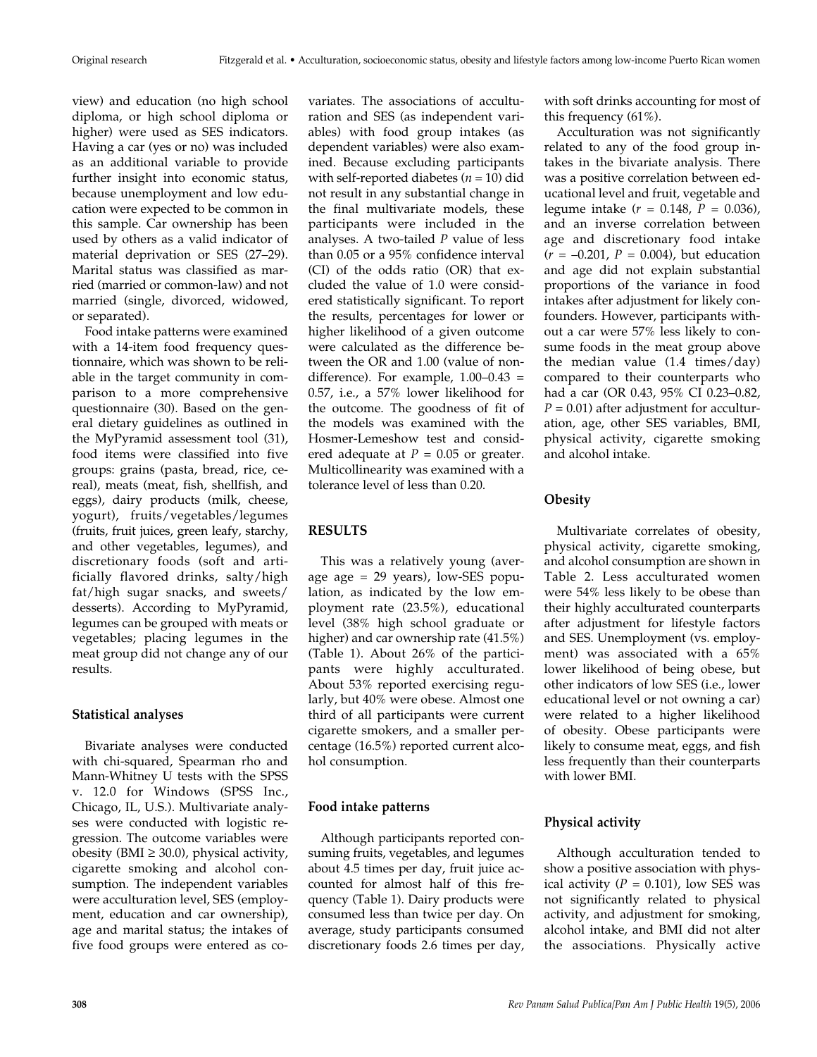view) and education (no high school diploma, or high school diploma or higher) were used as SES indicators. Having a car (yes or no) was included as an additional variable to provide further insight into economic status, because unemployment and low education were expected to be common in this sample. Car ownership has been used by others as a valid indicator of material deprivation or SES (27–29). Marital status was classified as married (married or common-law) and not married (single, divorced, widowed, or separated).

Food intake patterns were examined with a 14-item food frequency questionnaire, which was shown to be reliable in the target community in comparison to a more comprehensive questionnaire (30). Based on the general dietary guidelines as outlined in the MyPyramid assessment tool (31), food items were classified into five groups: grains (pasta, bread, rice, cereal), meats (meat, fish, shellfish, and eggs), dairy products (milk, cheese, yogurt), fruits/vegetables/legumes (fruits, fruit juices, green leafy, starchy, and other vegetables, legumes), and discretionary foods (soft and artificially flavored drinks, salty/high fat/high sugar snacks, and sweets/desserts). According to MyPyramid, legumes can be grouped with meats or vegetables; placing legumes in the meat group did not change any of our results.

### Statistical analyses

Bivariate analyses were conducted with chi-squared, Spearman rho and Mann-Whitney U tests with the SPSS v. 12.0 for Windows (SPSS Inc., Chicago, IL, U.S.). Multivariate analyses were conducted with logistic regression. The outcome variables were obesity (BMI ≥ 30.0), physical activity, cigarette smoking and alcohol consumption. The independent variables were acculturation level, SES (employment, education and car ownership), age and marital status; the intakes of five food groups were entered as covariates. The associations of acculturation and SES (as independent variables) with food group intakes (as dependent variables) were also examined. Because excluding participants with self-reported diabetes ($n = 10$) did not result in any substantial change in the final multivariate models, these participants were included in the analyses. A two-tailed $P$ value of less than 0.05 or a 95% confidence interval (CI) of the odds ratio (OR) that excluded the value of 1.0 were considered statistically significant. To report the results, percentages for lower or higher likelihood of a given outcome were calculated as the difference between the OR and 1.00 (value of non-difference). For example, 1.00–0.43 = 0.57, i.e., a 57% lower likelihood for the outcome. The goodness of fit of the models was examined with the Hosmer-Lemeshow test and considered adequate at $P = 0.05$ or greater. Multicollinearity was examined with a tolerance level of less than 0.20.

## RESULTS

This was a relatively young (average age = 29 years), low-SES population, as indicated by the low employment rate (23.5%), educational level (38% high school graduate or higher) and car ownership rate (41.5%) (Table 1). About 26% of the participants were highly acculturated. About 53% reported exercising regularly, but 40% were obese. Almost one third of all participants were current cigarette smokers, and a smaller percentage (16.5%) reported current alcohol consumption.

### Food intake patterns

Although participants reported consuming fruits, vegetables, and legumes about 4.5 times per day, fruit juice accounted for almost half of this frequency (Table 1). Dairy products were consumed less than twice per day. On average, study participants consumed discretionary foods 2.6 times per day, with soft drinks accounting for most of this frequency (61%).

Acculturation was not significantly related to any of the food group intakes in the bivariate analysis. There was a positive correlation between educational level and fruit, vegetable and legume intake ($r = 0.148$, $P = 0.036$), and an inverse correlation between age and discretionary food intake ($r = -0.201$, $P = 0.004$), but education and age did not explain substantial proportions of the variance in food intakes after adjustment for likely confounders. However, participants without a car were 57% less likely to consume foods in the meat group above the median value (1.4 times/day) compared to their counterparts who had a car (OR 0.43, 95% CI 0.23–0.82, $P = 0.01$) after adjustment for acculturation, age, other SES variables, BMI, physical activity, cigarette smoking and alcohol intake.

### Obesity

Multivariate correlates of obesity, physical activity, cigarette smoking, and alcohol consumption are shown in Table 2. Less acculturated women were 54% less likely to be obese than their highly acculturated counterparts after adjustment for lifestyle factors and SES. Unemployment (vs. employment) was associated with a 65% lower likelihood of being obese, but other indicators of low SES (i.e., lower educational level or not owning a car) were related to a higher likelihood of obesity. Obese participants were likely to consume meat, eggs, and fish less frequently than their counterparts with lower BMI.

### Physical activity

Although acculturation tended to show a positive association with physical activity ($P = 0.101$), low SES was not significantly related to physical activity, and adjustment for smoking, alcohol intake, and BMI did not alter the associations. Physically active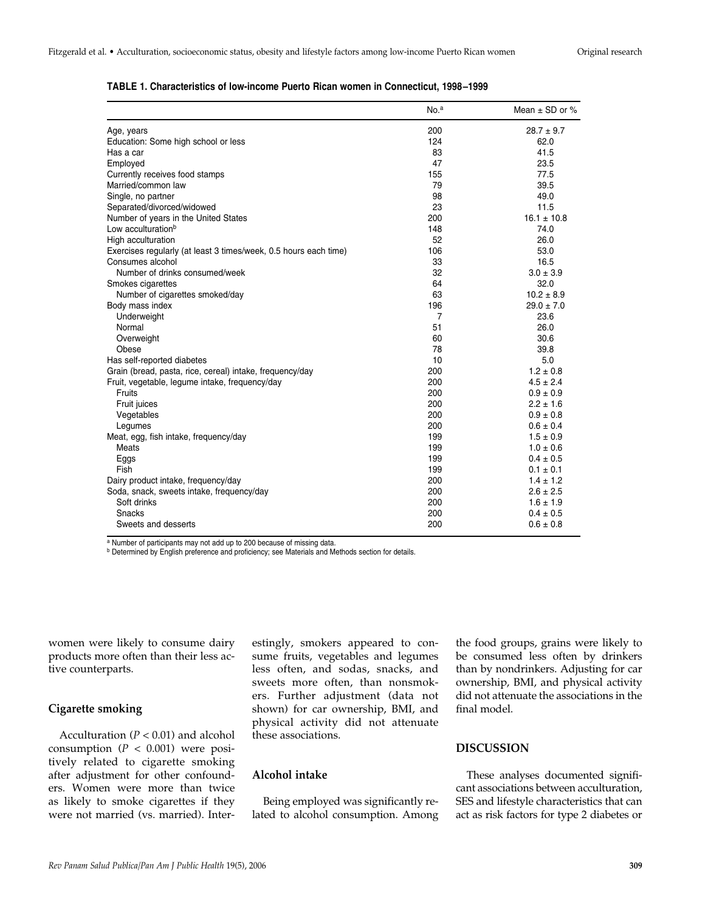**TABLE 1. Characteristics of low-income Puerto Rican women in Connecticut, 1998–1999**

| | No.[a] | Mean ± SD or % |
|---|---|---|
| Age, years | 200 | 28.7 ± 9.7 |
| Education: Some high school or less | 124 | 62.0 |
| Has a car | 83 | 41.5 |
| Employed | 47 | 23.5 |
| Currently receives food stamps | 155 | 77.5 |
| Married/common law | 79 | 39.5 |
| Single, no partner | 98 | 49.0 |
| Separated/divorced/widowed | 23 | 11.5 |
| Number of years in the United States | 200 | 16.1 ± 10.8 |
| Low acculturation[b] | 148 | 74.0 |
| High acculturation | 52 | 26.0 |
| Exercises regularly (at least 3 times/week, 0.5 hours each time) | 106 | 53.0 |
| Consumes alcohol | 33 | 16.5 |
| Number of drinks consumed/week | 32 | 3.0 ± 3.9 |
| Smokes cigarettes | 64 | 32.0 |
| Number of cigarettes smoked/day | 63 | 10.2 ± 8.9 |
| Body mass index | 196 | 29.0 ± 7.0 |
| Underweight | 7 | 23.6 |
| Normal | 51 | 26.0 |
| Overweight | 60 | 30.6 |
| Obese | 78 | 39.8 |
| Has self-reported diabetes | 10 | 5.0 |
| Grain (bread, pasta, rice, cereal) intake, frequency/day | 200 | 1.2 ± 0.8 |
| Fruit, vegetable, legume intake, frequency/day | 200 | 4.5 ± 2.4 |
| Fruits | 200 | 0.9 ± 0.9 |
| Fruit juices | 200 | 2.2 ± 1.6 |
| Vegetables | 200 | 0.9 ± 0.8 |
| Legumes | 200 | 0.6 ± 0.4 |
| Meat, egg, fish intake, frequency/day | 199 | 1.5 ± 0.9 |
| Meats | 199 | 1.0 ± 0.6 |
| Eggs | 199 | 0.4 ± 0.5 |
| Fish | 199 | 0.1 ± 0.1 |
| Dairy product intake, frequency/day | 200 | 1.4 ± 1.2 |
| Soda, snack, sweets intake, frequency/day | 200 | 2.6 ± 2.5 |
| Soft drinks | 200 | 1.6 ± 1.9 |
| Snacks | 200 | 0.4 ± 0.5 |
| Sweets and desserts | 200 | 0.6 ± 0.8 |

[a] Number of participants may not add up to 200 because of missing data.
[b] Determined by English preference and proficiency; see Materials and Methods section for details.

women were likely to consume dairy products more often than their less active counterparts.

### Cigarette smoking

Acculturation ($P < 0.01$) and alcohol consumption ($P < 0.001$) were positively related to cigarette smoking after adjustment for other confounders. Women were more than twice as likely to smoke cigarettes if they were not married (vs. married). Interestingly, smokers appeared to consume fruits, vegetables and legumes less often, and sodas, snacks, and sweets more often, than nonsmokers. Further adjustment (data not shown) for car ownership, BMI, and physical activity did not attenuate these associations.

### Alcohol intake

Being employed was significantly related to alcohol consumption. Among the food groups, grains were likely to be consumed less often by drinkers than by nondrinkers. Adjusting for car ownership, BMI, and physical activity did not attenuate the associations in the final model.

## DISCUSSION

These analyses documented significant associations between acculturation, SES and lifestyle characteristics that can act as risk factors for type 2 diabetes or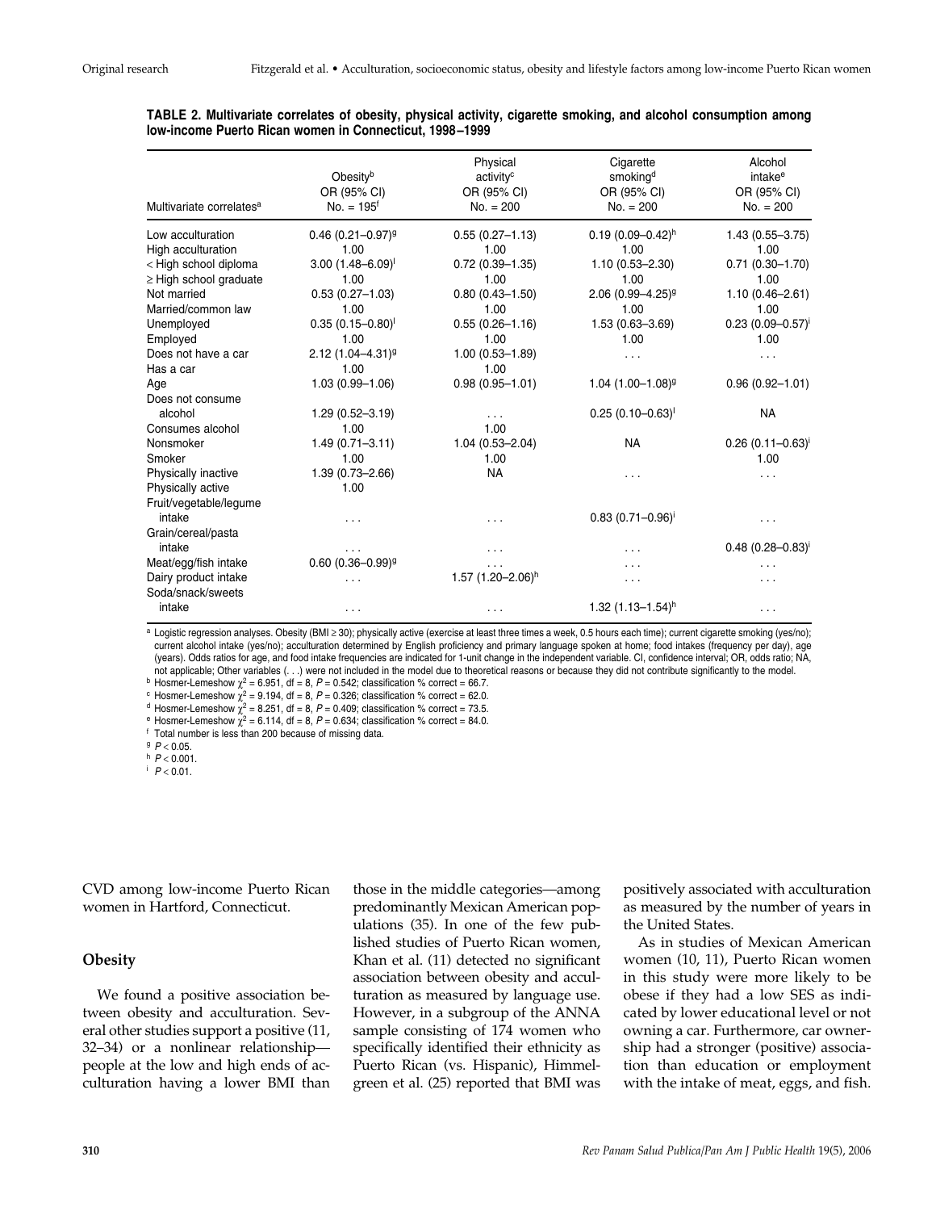**TABLE 2. Multivariate correlates of obesity, physical activity, cigarette smoking, and alcohol consumption among low-income Puerto Rican women in Connecticut, 1998–1999**

| Multivariate correlates[a] | Obesity[b] OR (95% CI) No. = 195[f] | Physical activity[c] OR (95% CI) No. = 200 | Cigarette smoking[d] OR (95% CI) No. = 200 | Alcohol intake[e] OR (95% CI) No. = 200 |
|---|---|---|---|---|
| Low acculturation | 0.46 (0.21–0.97)[g] | 0.55 (0.27–1.13) | 0.19 (0.09–0.42)[h] | 1.43 (0.55–3.75) |
| High acculturation | 1.00 | 1.00 | 1.00 | 1.00 |
| < High school diploma | 3.00 (1.48–6.09)[i] | 0.72 (0.39–1.35) | 1.10 (0.53–2.30) | 0.71 (0.30–1.70) |
| ≥ High school graduate | 1.00 | 1.00 | 1.00 | 1.00 |
| Not married | 0.53 (0.27–1.03) | 0.80 (0.43–1.50) | 2.06 (0.99–4.25)[g] | 1.10 (0.46–2.61) |
| Married/common law | 1.00 | 1.00 | 1.00 | 1.00 |
| Unemployed | 0.35 (0.15–0.80)[i] | 0.55 (0.26–1.16) | 1.53 (0.63–3.69) | 0.23 (0.09–0.57)[i] |
| Employed | 1.00 | 1.00 | 1.00 | 1.00 |
| Does not have a car | 2.12 (1.04–4.31)[g] | 1.00 (0.53–1.89) | . . . | . . . |
| Has a car | 1.00 | 1.00 | | |
| Age | 1.03 (0.99–1.06) | 0.98 (0.95–1.01) | 1.04 (1.00–1.08)[g] | 0.96 (0.92–1.01) |
| Does not consume alcohol | 1.29 (0.52–3.19) | . . . | 0.25 (0.10–0.63)[i] | NA |
| Consumes alcohol | 1.00 | 1.00 | | |
| Nonsmoker | 1.49 (0.71–3.11) | 1.04 (0.53–2.04) | NA | 0.26 (0.11–0.63)[i] |
| Smoker | 1.00 | 1.00 | | 1.00 |
| Physically inactive | 1.39 (0.73–2.66) | NA | . . . | . . . |
| Physically active | 1.00 | | | |
| Fruit/vegetable/legume intake | . . . | . . . | 0.83 (0.71–0.96)[i] | . . . |
| Grain/cereal/pasta intake | . . . | . . . | . . . | 0.48 (0.28–0.83)[i] |
| Meat/egg/fish intake | 0.60 (0.36–0.99)[g] | . . . | . . . | . . . |
| Dairy product intake | . . . | 1.57 (1.20–2.06)[h] | . . . | . . . |
| Soda/snack/sweets intake | . . . | . . . | 1.32 (1.13–1.54)[h] | . . . |

[a] Logistic regression analyses. Obesity (BMI ≥ 30); physically active (exercise at least three times a week, 0.5 hours each time); current cigarette smoking (yes/no); current alcohol intake (yes/no); acculturation determined by English proficiency and primary language spoken at home; food intakes (frequency per day), age (years). Odds ratios for age, and food intake frequencies are indicated for 1-unit change in the independent variable. CI, confidence interval; OR, odds ratio; NA, not applicable; Other variables (. . .) were not included in the model due to theoretical reasons or because they did not contribute significantly to the model.

[b] Hosmer-Lemeshow $\chi^2 = 6.951$, df = 8, $P = 0.542$; classification % correct = 66.7.

[c] Hosmer-Lemeshow $\chi^2 = 9.194$, df = 8, $P = 0.326$; classification % correct = 62.0.

[d] Hosmer-Lemeshow $\chi^2 = 8.251$, df = 8, $P = 0.409$; classification % correct = 73.5.

[e] Hosmer-Lemeshow $\chi^2 = 6.114$, df = 8, $P = 0.634$; classification % correct = 84.0.

[f] Total number is less than 200 because of missing data.

[g] $P < 0.05$.

[h] $P < 0.001$.

[i] $P < 0.01$.

CVD among low-income Puerto Rican women in Hartford, Connecticut.

### Obesity

We found a positive association between obesity and acculturation. Several other studies support a positive (11, 32–34) or a nonlinear relationship—people at the low and high ends of acculturation having a lower BMI than those in the middle categories—among predominantly Mexican American populations (35). In one of the few published studies of Puerto Rican women, Khan et al. (11) detected no significant association between obesity and acculturation as measured by language use. However, in a subgroup of the ANNA sample consisting of 174 women who specifically identified their ethnicity as Puerto Rican (vs. Hispanic), Himmelgreen et al. (25) reported that BMI was positively associated with acculturation as measured by the number of years in the United States.

As in studies of Mexican American women (10, 11), Puerto Rican women in this study were more likely to be obese if they had a low SES as indicated by lower educational level or not owning a car. Furthermore, car ownership had a stronger (positive) association than education or employment with the intake of meat, eggs, and fish.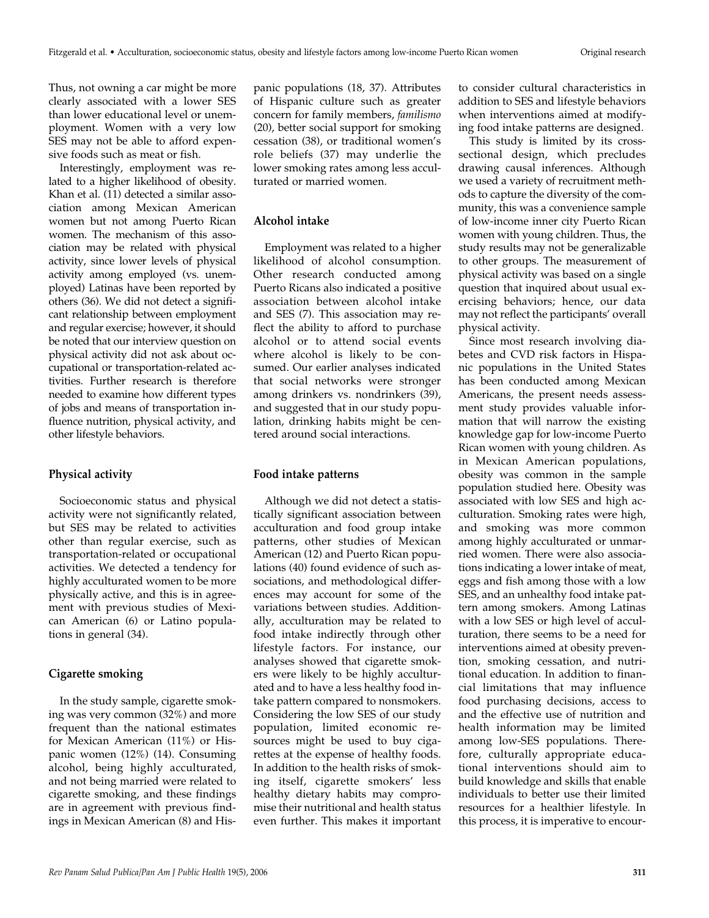Thus, not owning a car might be more clearly associated with a lower SES than lower educational level or unemployment. Women with a very low SES may not be able to afford expensive foods such as meat or fish.

Interestingly, employment was related to a higher likelihood of obesity. Khan et al. (11) detected a similar association among Mexican American women but not among Puerto Rican women. The mechanism of this association may be related with physical activity, since lower levels of physical activity among employed (vs. unemployed) Latinas have been reported by others (36). We did not detect a significant relationship between employment and regular exercise; however, it should be noted that our interview question on physical activity did not ask about occupational or transportation-related activities. Further research is therefore needed to examine how different types of jobs and means of transportation influence nutrition, physical activity, and other lifestyle behaviors.

### Physical activity

Socioeconomic status and physical activity were not significantly related, but SES may be related to activities other than regular exercise, such as transportation-related or occupational activities. We detected a tendency for highly acculturated women to be more physically active, and this is in agreement with previous studies of Mexican American (6) or Latino populations in general (34).

### Cigarette smoking

In the study sample, cigarette smoking was very common (32%) and more frequent than the national estimates for Mexican American (11%) or Hispanic women (12%) (14). Consuming alcohol, being highly acculturated, and not being married were related to cigarette smoking, and these findings are in agreement with previous findings in Mexican American (8) and Hispanic populations (18, 37). Attributes of Hispanic culture such as greater concern for family members, *familismo* (20), better social support for smoking cessation (38), or traditional women's role beliefs (37) may underlie the lower smoking rates among less acculturated or married women.

### Alcohol intake

Employment was related to a higher likelihood of alcohol consumption. Other research conducted among Puerto Ricans also indicated a positive association between alcohol intake and SES (7). This association may reflect the ability to afford to purchase alcohol or to attend social events where alcohol is likely to be consumed. Our earlier analyses indicated that social networks were stronger among drinkers vs. nondrinkers (39), and suggested that in our study population, drinking habits might be centered around social interactions.

### Food intake patterns

Although we did not detect a statistically significant association between acculturation and food group intake patterns, other studies of Mexican American (12) and Puerto Rican populations (40) found evidence of such associations, and methodological differences may account for some of the variations between studies. Additionally, acculturation may be related to food intake indirectly through other lifestyle factors. For instance, our analyses showed that cigarette smokers were likely to be highly acculturated and to have a less healthy food intake pattern compared to nonsmokers. Considering the low SES of our study population, limited economic resources might be used to buy cigarettes at the expense of healthy foods. In addition to the health risks of smoking itself, cigarette smokers' less healthy dietary habits may compromise their nutritional and health status even further. This makes it important to consider cultural characteristics in addition to SES and lifestyle behaviors when interventions aimed at modifying food intake patterns are designed.

This study is limited by its cross-sectional design, which precludes drawing causal inferences. Although we used a variety of recruitment methods to capture the diversity of the community, this was a convenience sample of low-income inner city Puerto Rican women with young children. Thus, the study results may not be generalizable to other groups. The measurement of physical activity was based on a single question that inquired about usual exercising behaviors; hence, our data may not reflect the participants' overall physical activity.

Since most research involving diabetes and CVD risk factors in Hispanic populations in the United States has been conducted among Mexican Americans, the present needs assessment study provides valuable information that will narrow the existing knowledge gap for low-income Puerto Rican women with young children. As in Mexican American populations, obesity was common in the sample population studied here. Obesity was associated with low SES and high acculturation. Smoking rates were high, and smoking was more common among highly acculturated or unmarried women. There were also associations indicating a lower intake of meat, eggs and fish among those with a low SES, and an unhealthy food intake pattern among smokers. Among Latinas with a low SES or high level of acculturation, there seems to be a need for interventions aimed at obesity prevention, smoking cessation, and nutritional education. In addition to financial limitations that may influence food purchasing decisions, access to and the effective use of nutrition and health information may be limited among low-SES populations. Therefore, culturally appropriate educational interventions should aim to build knowledge and skills that enable individuals to better use their limited resources for a healthier lifestyle. In this process, it is imperative to encour-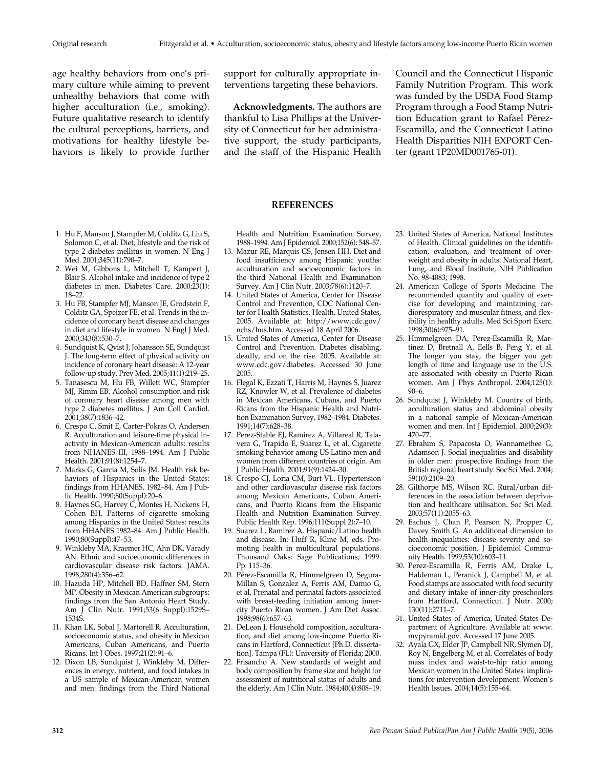age healthy behaviors from one's primary culture while aiming to prevent unhealthy behaviors that come with higher acculturation (i.e., smoking). Future qualitative research to identify the cultural perceptions, barriers, and motivations for healthy lifestyle behaviors is likely to provide further support for culturally appropriate interventions targeting these behaviors.

**Acknowledgments.** The authors are thankful to Lisa Phillips at the University of Connecticut for her administrative support, the study participants, and the staff of the Hispanic Health Council and the Connecticut Hispanic Family Nutrition Program. This work was funded by the USDA Food Stamp Program through a Food Stamp Nutrition Education grant to Rafael Pérez-Escamilla, and the Connecticut Latino Health Disparities NIH EXPORT Center (grant 1P20MD001765-01).

## REFERENCES

1. Hu F, Manson J, Stampfer M, Colditz G, Liu S, Solomon C, et al. Diet, lifestyle and the risk of type 2 diabetes mellitus in women. N Eng J Med. 2001;345(11):790–7.
2. Wei M, Gibbons L, Mitchell T, Kampert J, Blair S. Alcohol intake and incidence of type 2 diabetes in men. Diabetes Care. 2000;23(1): 18–22.
3. Hu FB, Stampfer MJ, Manson JE, Grodstein F, Colditz GA, Speizer FE, et al. Trends in the incidence of coronary heart disease and changes in diet and lifestyle in women. N Engl J Med. 2000;343(8):530–7.
4. Sundquist K, Qvist J, Johansson SE, Sundquist J. The long-term effect of physical activity on incidence of coronary heart disease: A 12-year follow-up study. Prev Med. 2005;41(1):219–25.
5. Tanasescu M, Hu FB, Willett WC, Stampfer MJ, Rimm EB. Alcohol consumption and risk of coronary heart disease among men with type 2 diabetes mellitus. J Am Coll Cardiol. 2001;38(7):1836–42.
6. Crespo C, Smit E, Carter-Pokras O, Andersen R. Acculturation and leisure-time physical inactivity in Mexican-American adults: results from NHANES III, 1988–1994. Am J Public Health. 2001;91(8):1254–7.
7. Marks G, Garcia M, Solis JM. Health risk behaviors of Hispanics in the United States: findings from HHANES, 1982–84. Am J Public Health. 1990;80(Suppl):20–6.
8. Haynes SG, Harvey C, Montes H, Nickens H, Cohen BH. Patterns of cigarette smoking among Hispanics in the United States: results from HHANES 1982–84. Am J Public Health. 1990;80(Suppl):47–53.
9. Winkleby MA, Kraemer HC, Ahn DK, Varady AN. Ethnic and socioeconomic differences in cardiovascular disease risk factors. JAMA. 1998;280(4):356–62.
10. Hazuda HP, Mitchell BD, Haffner SM, Stern MP. Obesity in Mexican American subgroups: findings from the San Antonio Heart Study. Am J Clin Nutr. 1991;53(6 Suppl):1529S–1534S.
11. Khan LK, Sobal J, Martorell R. Acculturation, socioeconomic status, and obesity in Mexican Americans, Cuban Americans, and Puerto Ricans. Int J Obes. 1997;21(2):91–6.
12. Dixon LB, Sundquist J, Winkleby M. Differences in energy, nutrient, and food intakes in a US sample of Mexican-American women and men: findings from the Third National Health and Nutrition Examination Survey, 1988–1994. Am J Epidemiol. 2000;152(6): 548–57.
13. Mazur RE, Marquis GS, Jensen HH. Diet and food insufficiency among Hispanic youths: acculturation and socioeconomic factors in the third National Health and Examination Survey. Am J Clin Nutr. 2003;78(6):1120–7.
14. United States of America, Center for Disease Control and Prevention, CDC National Center for Health Statistics. Health, United States, 2005. Available at: http://www.cdc.gov/nchs/hus.htm. Accessed 18 April 2006.
15. United States of America, Center for Disease Control and Prevention. Diabetes disabling, deadly, and on the rise. 2005. Available at: www.cdc.gov/diabetes. Accessed 30 June 2005.
16. Flegal K, Ezzati T, Harris M, Haynes S, Juarez RZ, Knowler W, et al. Prevalence of diabetes in Mexican Americans, Cubans, and Puerto Ricans from the Hispanic Health and Nutrition Examination Survey, 1982–1984. Diabetes. 1991;14(7):628–38.
17. Perez-Stable EJ, Ramirez A, Villareal R, Talavera G, Trapido E, Suarez L, et al. Cigarette smoking behavior among US Latino men and women from different countries of origin. Am J Public Health. 2001;91(9):1424–30.
18. Crespo CJ, Loria CM, Burt VL. Hypertension and other cardiovascular disease risk factors among Mexican Americans, Cuban Americans, and Puerto Ricans from the Hispanic Health and Nutrition Examination Survey. Public Health Rep. 1996;111(Suppl 2):7–10.
19. Suarez L, Ramirez A. Hispanic/Latino health and disease. In: Huff R, Kline M, eds. Promoting health in multicultural populations. Thousand Oaks: Sage Publications; 1999. Pp. 115–36.
20. Pérez-Escamilla R, Himmelgreen D, Segura-Millan S, Gonzalez A, Ferris AM, Damio G, et al. Prenatal and perinatal factors associated with breast-feeding initiation among inner-city Puerto Rican women. J Am Diet Assoc. 1998;98(6):657–63.
21. DeLeon J. Household composition, acculturation, and diet among low-income Puerto Ricans in Hartford, Connecticut [Ph.D. dissertation]. Tampa (FL): University of Florida; 2000.
22. Frisancho A. New standards of weight and body composition by frame size and height for assessment of nutritional status of adults and the elderly. Am J Clin Nutr. 1984;40(4):808–19.
23. United States of America, National Institutes of Health. Clinical guidelines on the identification, evaluation, and treatment of overweight and obesity in adults: National Heart, Lung, and Blood Institute, NIH Publication No. 98-4083; 1998.
24. American College of Sports Medicine. The recommended quantity and quality of exercise for developing and maintaining cardiorespiratory and muscular fitness, and flexibility in healthy adults. Med Sci Sport Exerc. 1998;30(6):975–91.
25. Himmelgreen DA, Perez-Escamilla R, Martinez D, Bretnall A, Eells B, Peng Y, et al. The longer you stay, the bigger you get: length of time and language use in the U.S. are associated with obesity in Puerto Rican women. Am J Phys Anthropol. 2004;125(1): 90–6.
26. Sundquist J, Winkleby M. Country of birth, acculturation status and abdominal obesity in a national sample of Mexican-American women and men. Int J Epidemiol. 2000;29(3): 470–77.
27. Ebrahim S, Papacosta O, Wannamethee G, Adamson J. Social inequalities and disability in older men: prospective findings from the British regional heart study. Soc Sci Med. 2004; 59(10):2109–20.
28. Gilthorpe MS, Wilson RC. Rural/urban differences in the association between deprivation and healthcare utilisation. Soc Sci Med. 2003;57(11):2055–63.
29. Eachus J, Chan P, Pearson N, Propper C, Davey Smith G. An additional dimension to health inequalities: disease severity and socioeconomic position. J Epidemiol Community Health. 1999;53(10):603–11.
30. Perez-Escamilla R, Ferris AM, Drake L, Haldeman L, Peranick J, Campbell M, et al. Food stamps are associated with food security and dietary intake of inner-city preschoolers from Hartford, Connecticut. J Nutr. 2000; 130(11):2711–7.
31. United States of America, United States Department of Agriculture. Available at: www.mypyramid.gov. Accessed 17 June 2005.
32. Ayala GX, Elder JP, Campbell NR, Slymen DJ, Roy N, Engelberg M, et al. Correlates of body mass index and waist-to-hip ratio among Mexican women in the United States: implications for intervention development. Women's Health Issues. 2004;14(5):155–64.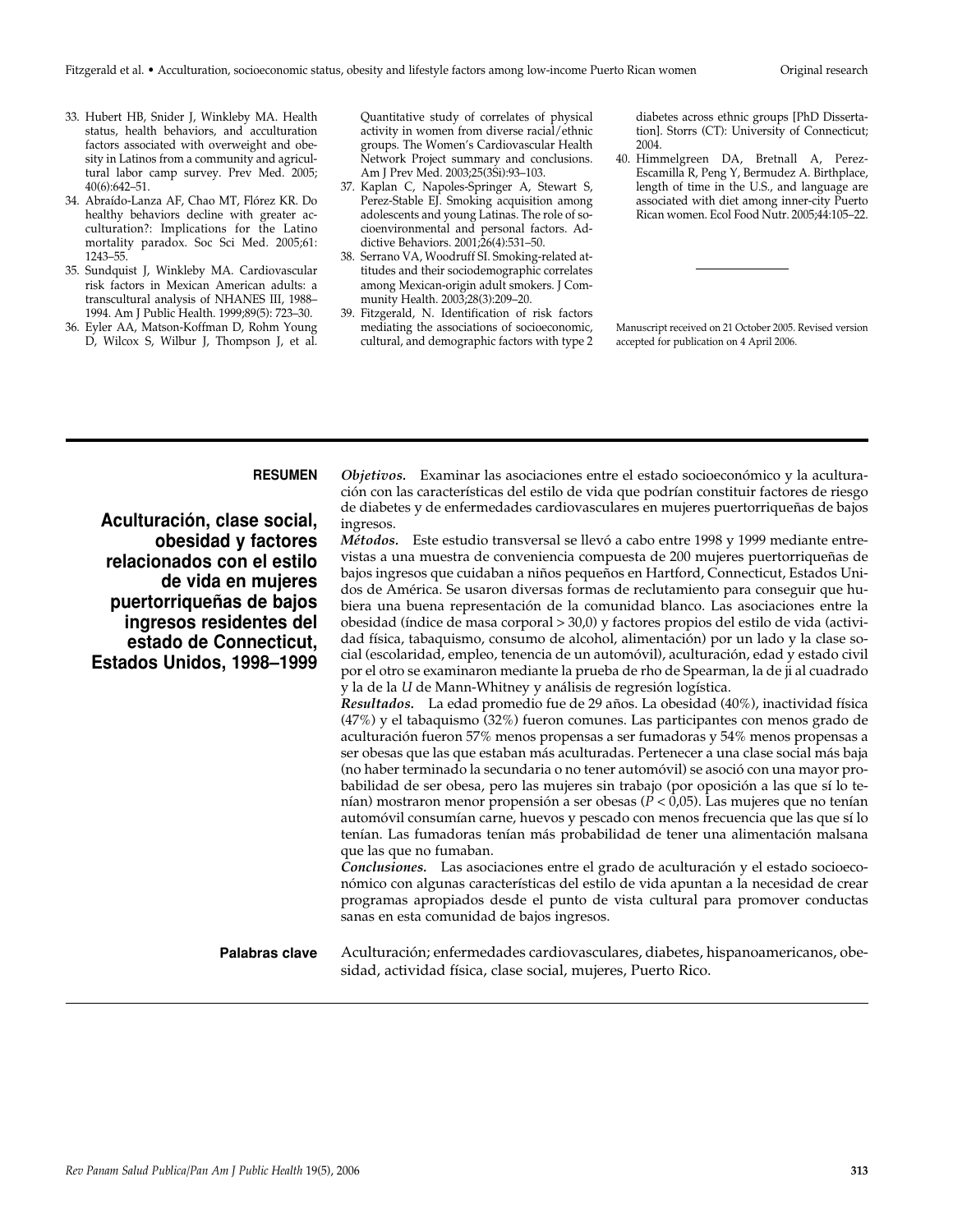33. Hubert HB, Snider J, Winkleby MA. Health status, health behaviors, and acculturation factors associated with overweight and obesity in Latinos from a community and agricultural labor camp survey. Prev Med. 2005; 40(6):642–51.
34. Abraído-Lanza AF, Chao MT, Flórez KR. Do healthy behaviors decline with greater acculturation?: Implications for the Latino mortality paradox. Soc Sci Med. 2005;61: 1243–55.
35. Sundquist J, Winkleby MA. Cardiovascular risk factors in Mexican American adults: a transcultural analysis of NHANES III, 1988–1994. Am J Public Health. 1999;89(5): 723–30.
36. Eyler AA, Matson-Koffman D, Rohm Young D, Wilcox S, Wilbur J, Thompson J, et al. Quantitative study of correlates of physical activity in women from diverse racial/ethnic groups. The Women's Cardiovascular Health Network Project summary and conclusions. Am J Prev Med. 2003;25(3Si):93–103.
37. Kaplan C, Napoles-Springer A, Stewart S, Perez-Stable EJ. Smoking acquisition among adolescents and young Latinas. The role of socioenvironmental and personal factors. Addictive Behaviors. 2001;26(4):531–50.
38. Serrano VA, Woodruff SI. Smoking-related attitudes and their sociodemographic correlates among Mexican-origin adult smokers. J Community Health. 2003;28(3):209–20.
39. Fitzgerald, N. Identification of risk factors mediating the associations of socioeconomic, cultural, and demographic factors with type 2 diabetes across ethnic groups [PhD Dissertation]. Storrs (CT): University of Connecticut; 2004.
40. Himmelgreen DA, Bretnall A, Perez-Escamilla R, Peng Y, Bermudez A. Birthplace, length of time in the U.S., and language are associated with diet among inner-city Puerto Rican women. Ecol Food Nutr. 2005;44:105–22.

Manuscript received on 21 October 2005. Revised version accepted for publication on 4 April 2006.

---

**RESUMEN**

## Aculturación, clase social, obesidad y factores relacionados con el estilo de vida en mujeres puertorriqueñas de bajos ingresos residentes del estado de Connecticut, Estados Unidos, 1998–1999

***Objetivos.*** Examinar las asociaciones entre el estado socioeconómico y la aculturación con las características del estilo de vida que podrían constituir factores de riesgo de diabetes y de enfermedades cardiovasculares en mujeres puertorriqueñas de bajos ingresos.

***Métodos.*** Este estudio transversal se llevó a cabo entre 1998 y 1999 mediante entrevistas a una muestra de conveniencia compuesta de 200 mujeres puertorriqueñas de bajos ingresos que cuidaban a niños pequeños en Hartford, Connecticut, Estados Unidos de América. Se usaron diversas formas de reclutamiento para conseguir que hubiera una buena representación de la comunidad blanco. Las asociaciones entre la obesidad (índice de masa corporal > 30,0) y factores propios del estilo de vida (actividad física, tabaquismo, consumo de alcohol, alimentación) por un lado y la clase social (escolaridad, empleo, tenencia de un automóvil), aculturación, edad y estado civil por el otro se examinaron mediante la prueba de rho de Spearman, la de ji al cuadrado y la de la *U* de Mann-Whitney y análisis de regresión logística.

***Resultados.*** La edad promedio fue de 29 años. La obesidad (40%), inactividad física (47%) y el tabaquismo (32%) fueron comunes. Las participantes con menos grado de aculturación fueron 57% menos propensas a ser fumadoras y 54% menos propensas a ser obesas que las que estaban más aculturadas. Pertenecer a una clase social más baja (no haber terminado la secundaria o no tener automóvil) se asoció con una mayor probabilidad de ser obesa, pero las mujeres sin trabajo (por oposición a las que sí lo tenían) mostraron menor propensión a ser obesas ($P < 0{,}05$). Las mujeres que no tenían automóvil consumían carne, huevos y pescado con menos frecuencia que las que sí lo tenían. Las fumadoras tenían más probabilidad de tener una alimentación malsana que las que no fumaban.

***Conclusiones.*** Las asociaciones entre el grado de aculturación y el estado socioeconómico con algunas características del estilo de vida apuntan a la necesidad de crear programas apropiados desde el punto de vista cultural para promover conductas sanas en esta comunidad de bajos ingresos.

**Palabras clave** Aculturación; enfermedades cardiovasculares, diabetes, hispanoamericanos, obesidad, actividad física, clase social, mujeres, Puerto Rico.